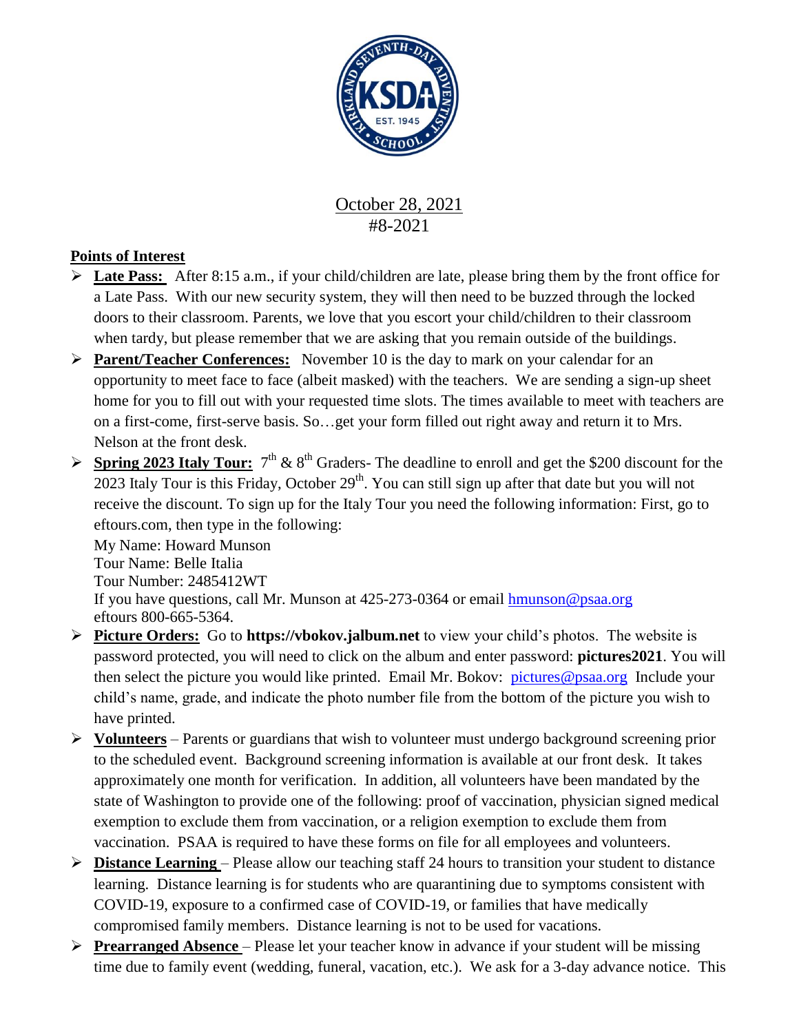October 28, 2021
#8-2021

**Points of Interest**

- **Late Pass:** After 8:15 a.m., if your child/children are late, please bring them by the front office for a Late Pass. With our new security system, they will then need to be buzzed through the locked doors to their classroom. Parents, we love that you escort your child/children to their classroom when tardy, but please remember that we are asking that you remain outside of the buildings.
- **Parent/Teacher Conferences:** November 10 is the day to mark on your calendar for an opportunity to meet face to face (albeit masked) with the teachers. We are sending a sign-up sheet home for you to fill out with your requested time slots. The times available to meet with teachers are on a first-come, first-serve basis. So…get your form filled out right away and return it to Mrs. Nelson at the front desk.
- **Spring 2023 Italy Tour:** 7th & 8th Graders- The deadline to enroll and get the $200 discount for the 2023 Italy Tour is this Friday, October 29th. You can still sign up after that date but you will not receive the discount. To sign up for the Italy Tour you need the following information: First, go to eftours.com, then type in the following:
  My Name: Howard Munson
  Tour Name: Belle Italia
  Tour Number: 2485412WT
  If you have questions, call Mr. Munson at 425-273-0364 or email hmunson@psaa.org
  eftours 800-665-5364.
- **Picture Orders:** Go to **https://vbokov.jalbum.net** to view your child's photos. The website is password protected, you will need to click on the album and enter password: **pictures2021**. You will then select the picture you would like printed. Email Mr. Bokov: pictures@psaa.org Include your child's name, grade, and indicate the photo number file from the bottom of the picture you wish to have printed.
- **Volunteers** – Parents or guardians that wish to volunteer must undergo background screening prior to the scheduled event. Background screening information is available at our front desk. It takes approximately one month for verification. In addition, all volunteers have been mandated by the state of Washington to provide one of the following: proof of vaccination, physician signed medical exemption to exclude them from vaccination, or a religion exemption to exclude them from vaccination. PSAA is required to have these forms on file for all employees and volunteers.
- **Distance Learning** – Please allow our teaching staff 24 hours to transition your student to distance learning. Distance learning is for students who are quarantining due to symptoms consistent with COVID-19, exposure to a confirmed case of COVID-19, or families that have medically compromised family members. Distance learning is not to be used for vacations.
- **Prearranged Absence** – Please let your teacher know in advance if your student will be missing time due to family event (wedding, funeral, vacation, etc.). We ask for a 3-day advance notice. This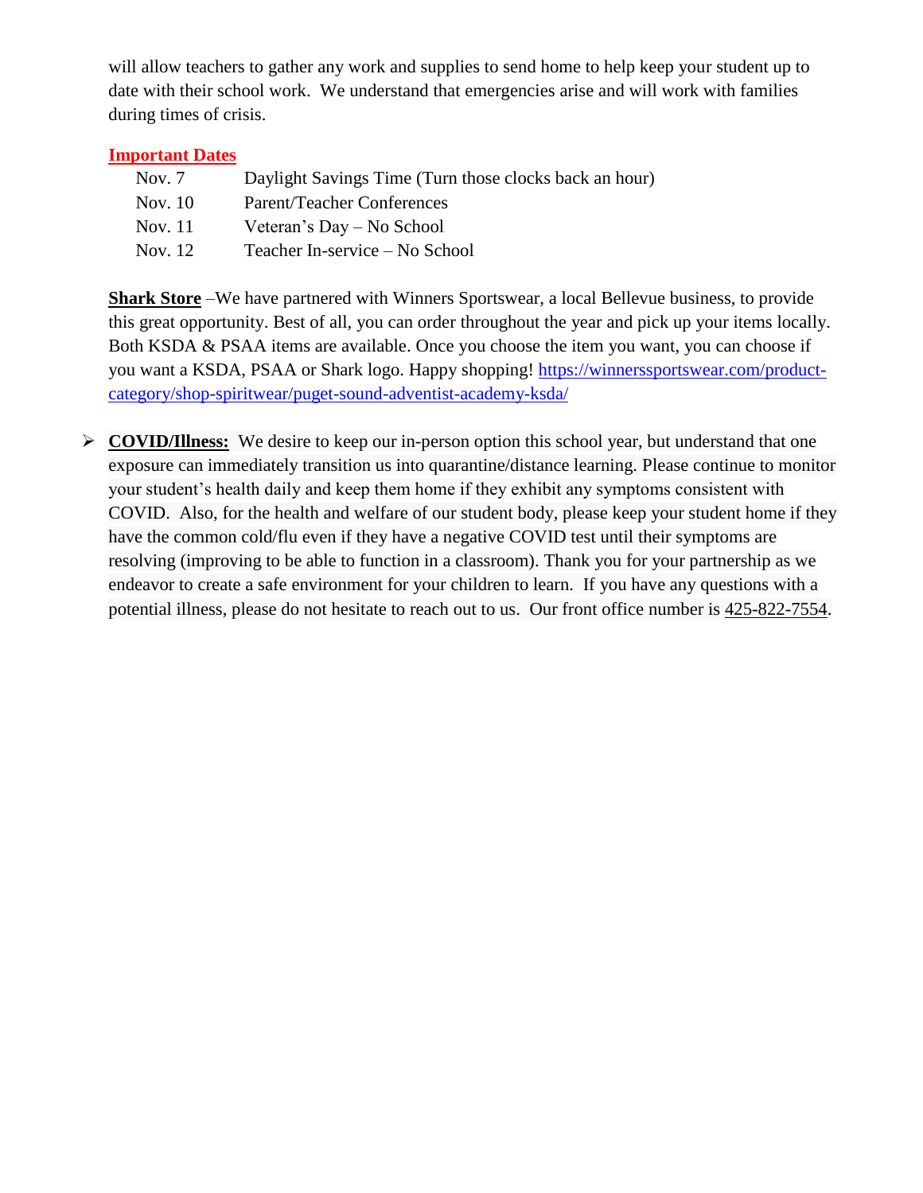will allow teachers to gather any work and supplies to send home to help keep your student up to date with their school work. We understand that emergencies arise and will work with families during times of crisis.

**Important Dates**

| | |
|---|---|
| Nov. 7 | Daylight Savings Time (Turn those clocks back an hour) |
| Nov. 10 | Parent/Teacher Conferences |
| Nov. 11 | Veteran's Day – No School |
| Nov. 12 | Teacher In-service – No School |

**Shark Store** –We have partnered with Winners Sportswear, a local Bellevue business, to provide this great opportunity. Best of all, you can order throughout the year and pick up your items locally. Both KSDA & PSAA items are available. Once you choose the item you want, you can choose if you want a KSDA, PSAA or Shark logo. Happy shopping! https://winnerssportswear.com/product-category/shop-spiritwear/puget-sound-adventist-academy-ksda/

- **COVID/Illness:** We desire to keep our in-person option this school year, but understand that one exposure can immediately transition us into quarantine/distance learning. Please continue to monitor your student's health daily and keep them home if they exhibit any symptoms consistent with COVID. Also, for the health and welfare of our student body, please keep your student home if they have the common cold/flu even if they have a negative COVID test until their symptoms are resolving (improving to be able to function in a classroom). Thank you for your partnership as we endeavor to create a safe environment for your children to learn. If you have any questions with a potential illness, please do not hesitate to reach out to us. Our front office number is 425-822-7554.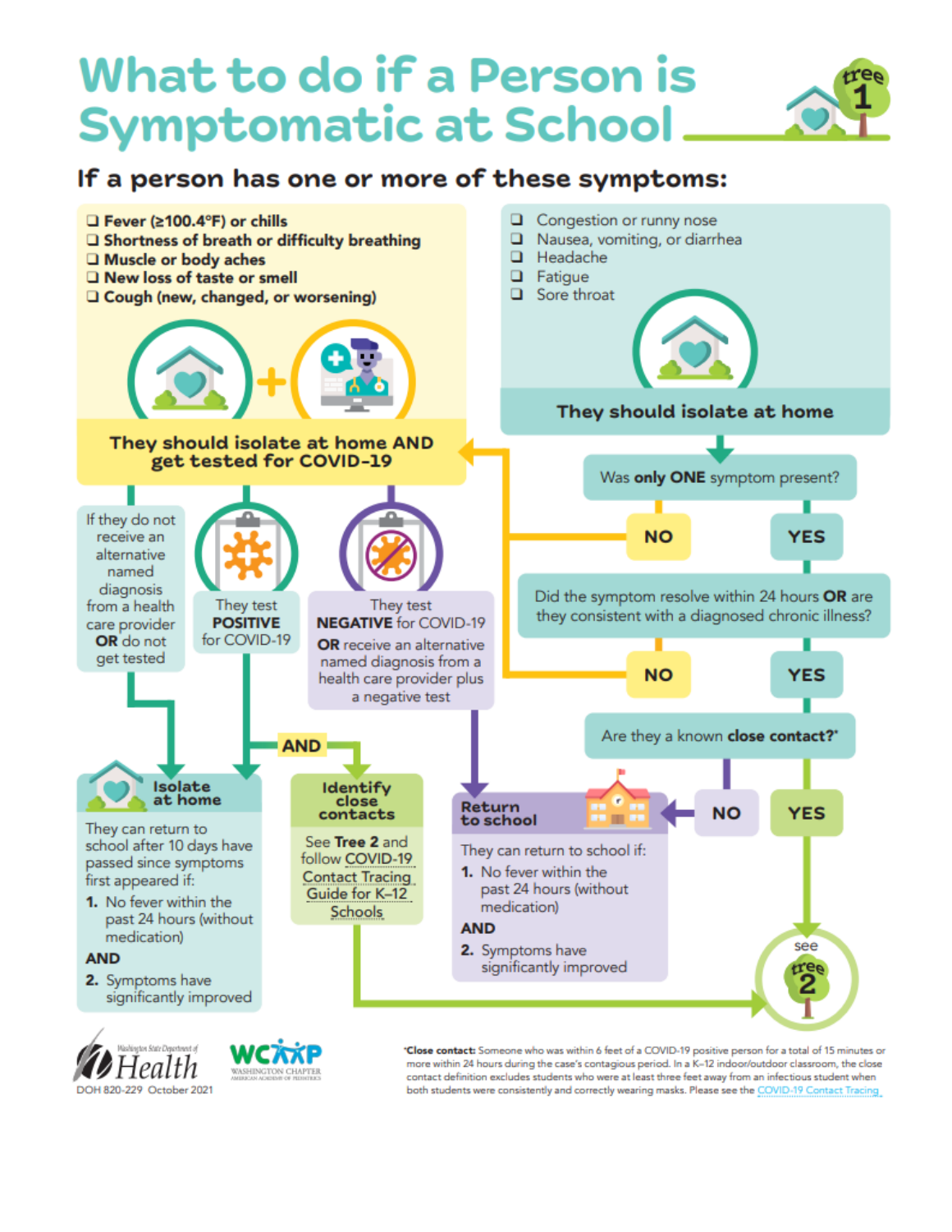# What to do if a Person is Symptomatic at School

tree 1

## If a person has one or more of these symptoms:

- ❑ **Fever (≥100.4°F) or chills**
- ❑ **Shortness of breath or difficulty breathing**
- ❑ **Muscle or body aches**
- ❑ **New loss of taste or smell**
- ❑ **Cough (new, changed, or worsening)**

**They should isolate at home AND get tested for COVID-19**

- ❑ Congestion or runny nose
- ❑ Nausea, vomiting, or diarrhea
- ❑ Headache
- ❑ Fatigue
- ❑ Sore throat

**They should isolate at home**

Was **only ONE** symptom present?

NO → They should isolate at home AND get tested for COVID-19

YES → Did the symptom resolve within 24 hours **OR** are they consistent with a diagnosed chronic illness?

NO → They should isolate at home AND get tested for COVID-19

YES → Are they a known **close contact**?*

NO → Return to school

YES → see tree 2

If they do not receive an alternative named diagnosis from a health care provider **OR** do not get tested → Isolate at home

They test **POSITIVE** for COVID-19 → Isolate at home **AND** Identify close contacts

They test **NEGATIVE** for COVID-19 **OR** receive an alternative named diagnosis from a health care provider plus a negative test → Return to school

### Isolate at home

They can return to school after 10 days have passed since symptoms first appeared if:

1. No fever within the past 24 hours (without medication)

**AND**

2. Symptoms have significantly improved

### Identify close contacts

See **Tree 2** and follow COVID-19 Contact Tracing Guide for K–12 Schools → see tree 2

### Return to school

They can return to school if:

1. No fever within the past 24 hours (without medication)

**AND**

2. Symptoms have significantly improved

*__Close contact:__ Someone who was within 6 feet of a COVID-19 positive person for a total of 15 minutes or more within 24 hours during the case's contagious period. In a K–12 indoor/outdoor classroom, the close contact definition excludes students who were at least three feet away from an infectious student when both students were consistently and correctly wearing masks. Please see the COVID-19 Contact Tracing

Washington State Department of Health

DOH 820-229 October 2021

WCAAP Washington Chapter American Academy of Pediatrics